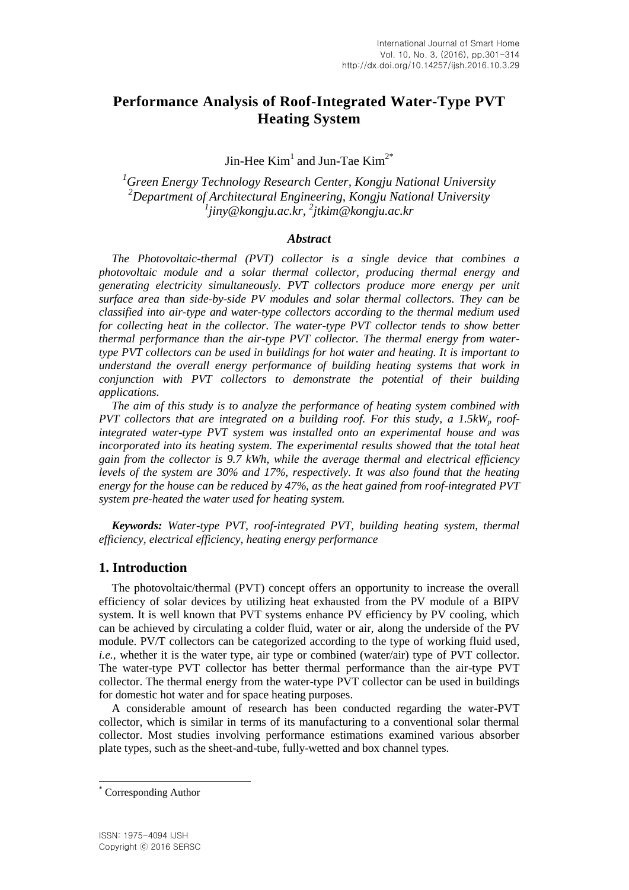# Performance Analysis of Roof-Integrated Water-Type PVT Heating System

Jin-Hee Kim[1] and Jun-Tae Kim[2*]

[1]*Green Energy Technology Research Center, Kongju National University*
[2]*Department of Architectural Engineering, Kongju National University*
[1]*jiny@kongju.ac.kr*, [2]*jtkim@kongju.ac.kr*

### *Abstract*

*The Photovoltaic-thermal (PVT) collector is a single device that combines a photovoltaic module and a solar thermal collector, producing thermal energy and generating electricity simultaneously. PVT collectors produce more energy per unit surface area than side-by-side PV modules and solar thermal collectors. They can be classified into air-type and water-type collectors according to the thermal medium used for collecting heat in the collector. The water-type PVT collector tends to show better thermal performance than the air-type PVT collector. The thermal energy from water-type PVT collectors can be used in buildings for hot water and heating. It is important to understand the overall energy performance of building heating systems that work in conjunction with PVT collectors to demonstrate the potential of their building applications.*

*The aim of this study is to analyze the performance of heating system combined with PVT collectors that are integrated on a building roof. For this study, a 1.5kW$_p$ roof-integrated water-type PVT system was installed onto an experimental house and was incorporated into its heating system. The experimental results showed that the total heat gain from the collector is 9.7 kWh, while the average thermal and electrical efficiency levels of the system are 30% and 17%, respectively. It was also found that the heating energy for the house can be reduced by 47%, as the heat gained from roof-integrated PVT system pre-heated the water used for heating system.*

***Keywords:*** *Water-type PVT, roof-integrated PVT, building heating system, thermal efficiency, electrical efficiency, heating energy performance*

## 1. Introduction

The photovoltaic/thermal (PVT) concept offers an opportunity to increase the overall efficiency of solar devices by utilizing heat exhausted from the PV module of a BIPV system. It is well known that PVT systems enhance PV efficiency by PV cooling, which can be achieved by circulating a colder fluid, water or air, along the underside of the PV module. PV/T collectors can be categorized according to the type of working fluid used, *i.e.*, whether it is the water type, air type or combined (water/air) type of PVT collector. The water-type PVT collector has better thermal performance than the air-type PVT collector. The thermal energy from the water-type PVT collector can be used in buildings for domestic hot water and for space heating purposes.

A considerable amount of research has been conducted regarding the water-PVT collector, which is similar in terms of its manufacturing to a conventional solar thermal collector. Most studies involving performance estimations examined various absorber plate types, such as the sheet-and-tube, fully-wetted and box channel types.

[*] Corresponding Author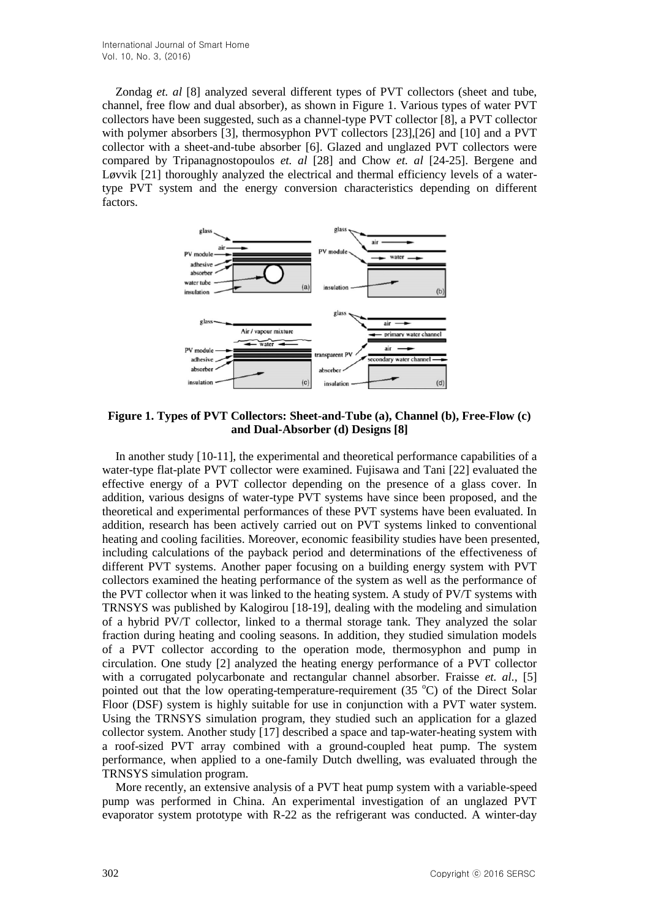Zondag *et. al* [8] analyzed several different types of PVT collectors (sheet and tube, channel, free flow and dual absorber), as shown in Figure 1. Various types of water PVT collectors have been suggested, such as a channel-type PVT collector [8], a PVT collector with polymer absorbers [3], thermosyphon PVT collectors [23],[26] and [10] and a PVT collector with a sheet-and-tube absorber [6]. Glazed and unglazed PVT collectors were compared by Tripanagnostopoulos *et. al* [28] and Chow *et. al* [24-25]. Bergene and Løvvik [21] thoroughly analyzed the electrical and thermal efficiency levels of a water-type PVT system and the energy conversion characteristics depending on different factors.

**Figure 1. Types of PVT Collectors: Sheet-and-Tube (a), Channel (b), Free-Flow (c) and Dual-Absorber (d) Designs [8]**

In another study [10-11], the experimental and theoretical performance capabilities of a water-type flat-plate PVT collector were examined. Fujisawa and Tani [22] evaluated the effective energy of a PVT collector depending on the presence of a glass cover. In addition, various designs of water-type PVT systems have since been proposed, and the theoretical and experimental performances of these PVT systems have been evaluated. In addition, research has been actively carried out on PVT systems linked to conventional heating and cooling facilities. Moreover, economic feasibility studies have been presented, including calculations of the payback period and determinations of the effectiveness of different PVT systems. Another paper focusing on a building energy system with PVT collectors examined the heating performance of the system as well as the performance of the PVT collector when it was linked to the heating system. A study of PV/T systems with TRNSYS was published by Kalogirou [18-19], dealing with the modeling and simulation of a hybrid PV/T collector, linked to a thermal storage tank. They analyzed the solar fraction during heating and cooling seasons. In addition, they studied simulation models of a PVT collector according to the operation mode, thermosyphon and pump in circulation. One study [2] analyzed the heating energy performance of a PVT collector with a corrugated polycarbonate and rectangular channel absorber. Fraisse *et. al.*, [5] pointed out that the low operating-temperature-requirement (35 $^{o}$C) of the Direct Solar Floor (DSF) system is highly suitable for use in conjunction with a PVT water system. Using the TRNSYS simulation program, they studied such an application for a glazed collector system. Another study [17] described a space and tap-water-heating system with a roof-sized PVT array combined with a ground-coupled heat pump. The system performance, when applied to a one-family Dutch dwelling, was evaluated through the TRNSYS simulation program.

More recently, an extensive analysis of a PVT heat pump system with a variable-speed pump was performed in China. An experimental investigation of an unglazed PVT evaporator system prototype with R-22 as the refrigerant was conducted. A winter-day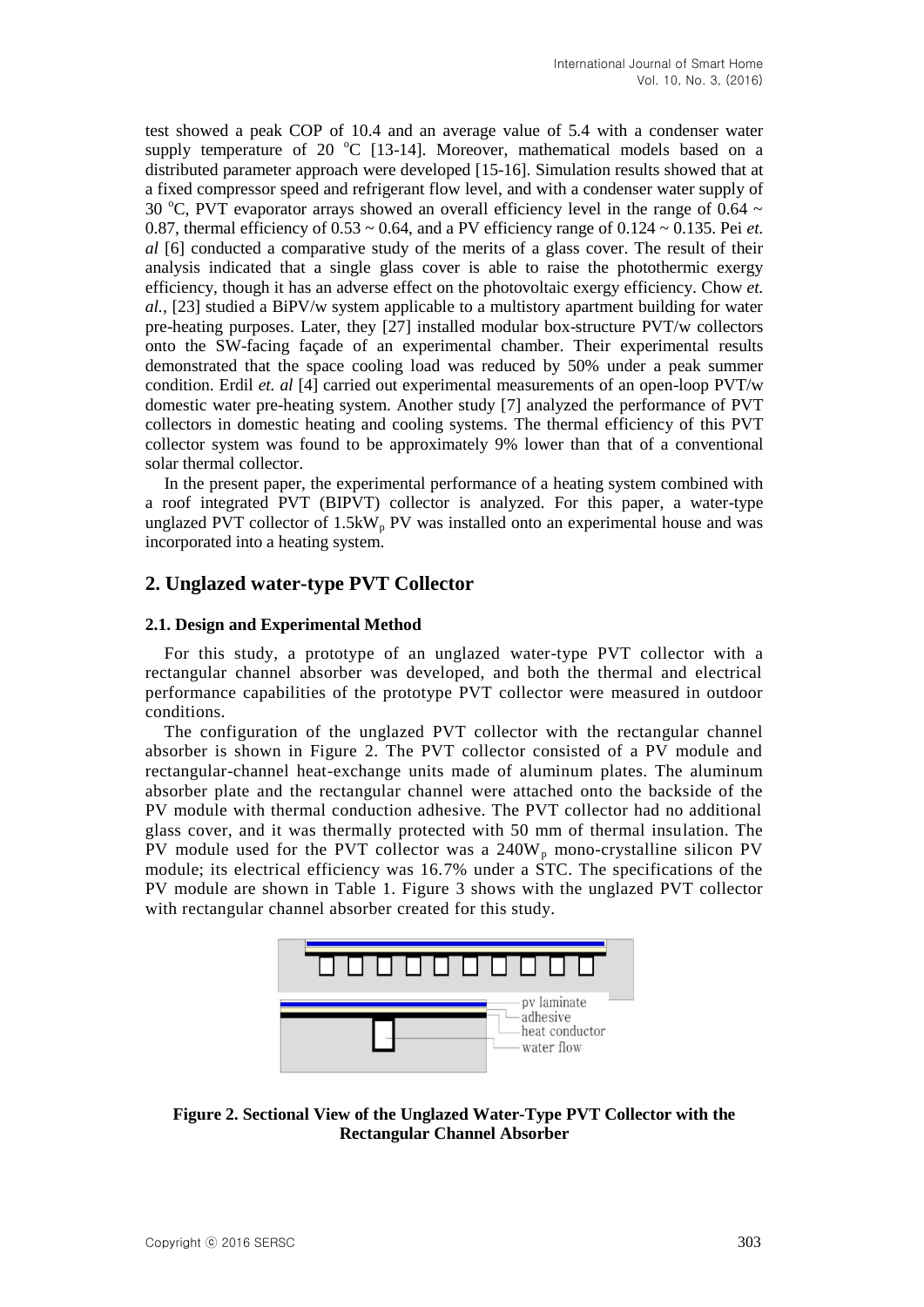test showed a peak COP of 10.4 and an average value of 5.4 with a condenser water supply temperature of 20 $^{o}$C [13-14]. Moreover, mathematical models based on a distributed parameter approach were developed [15-16]. Simulation results showed that at a fixed compressor speed and refrigerant flow level, and with a condenser water supply of 30 $^{o}$C, PVT evaporator arrays showed an overall efficiency level in the range of 0.64 ~ 0.87, thermal efficiency of 0.53 ~ 0.64, and a PV efficiency range of 0.124 ~ 0.135. Pei *et. al* [6] conducted a comparative study of the merits of a glass cover. The result of their analysis indicated that a single glass cover is able to raise the photothermic exergy efficiency, though it has an adverse effect on the photovoltaic exergy efficiency. Chow *et. al.,* [23] studied a BiPV/w system applicable to a multistory apartment building for water pre-heating purposes. Later, they [27] installed modular box-structure PVT/w collectors onto the SW-facing façade of an experimental chamber. Their experimental results demonstrated that the space cooling load was reduced by 50% under a peak summer condition. Erdil *et. al* [4] carried out experimental measurements of an open-loop PVT/w domestic water pre-heating system. Another study [7] analyzed the performance of PVT collectors in domestic heating and cooling systems. The thermal efficiency of this PVT collector system was found to be approximately 9% lower than that of a conventional solar thermal collector.

In the present paper, the experimental performance of a heating system combined with a roof integrated PVT (BIPVT) collector is analyzed. For this paper, a water-type unglazed PVT collector of 1.5kW$_p$ PV was installed onto an experimental house and was incorporated into a heating system.

## 2. Unglazed water-type PVT Collector

### 2.1. Design and Experimental Method

For this study, a prototype of an unglazed water-type PVT collector with a rectangular channel absorber was developed, and both the thermal and electrical performance capabilities of the prototype PVT collector were measured in outdoor conditions.

The configuration of the unglazed PVT collector with the rectangular channel absorber is shown in Figure 2. The PVT collector consisted of a PV module and rectangular-channel heat-exchange units made of aluminum plates. The aluminum absorber plate and the rectangular channel were attached onto the backside of the PV module with thermal conduction adhesive. The PVT collector had no additional glass cover, and it was thermally protected with 50 mm of thermal insulation. The PV module used for the PVT collector was a 240W$_p$ mono-crystalline silicon PV module; its electrical efficiency was 16.7% under a STC. The specifications of the PV module are shown in Table 1. Figure 3 shows with the unglazed PVT collector with rectangular channel absorber created for this study.

pv laminate
adhesive
heat conductor
water flow

**Figure 2. Sectional View of the Unglazed Water-Type PVT Collector with the Rectangular Channel Absorber**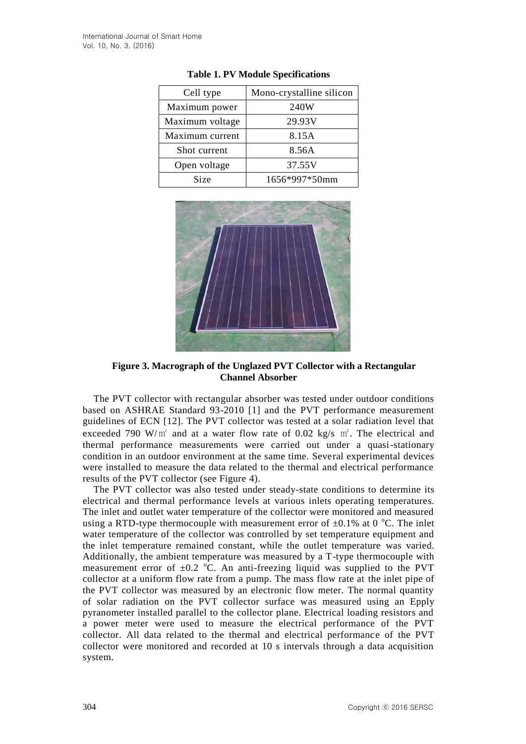**Table 1. PV Module Specifications**

| Cell type | Mono-crystalline silicon |
|---|---|
| Maximum power | 240W |
| Maximum voltage | 29.93V |
| Maximum current | 8.15A |
| Shot current | 8.56A |
| Open voltage | 37.55V |
| Size | 1656*997*50mm |

**Figure 3. Macrograph of the Unglazed PVT Collector with a Rectangular Channel Absorber**

The PVT collector with rectangular absorber was tested under outdoor conditions based on ASHRAE Standard 93-2010 [1] and the PVT performance measurement guidelines of ECN [12]. The PVT collector was tested at a solar radiation level that exceeded 790 W/㎡ and at a water flow rate of 0.02 kg/s ㎡. The electrical and thermal performance measurements were carried out under a quasi-stationary condition in an outdoor environment at the same time. Several experimental devices were installed to measure the data related to the thermal and electrical performance results of the PVT collector (see Figure 4).

The PVT collector was also tested under steady-state conditions to determine its electrical and thermal performance levels at various inlets operating temperatures. The inlet and outlet water temperature of the collector were monitored and measured using a RTD-type thermocouple with measurement error of ±0.1% at 0 °C. The inlet water temperature of the collector was controlled by set temperature equipment and the inlet temperature remained constant, while the outlet temperature was varied. Additionally, the ambient temperature was measured by a T-type thermocouple with measurement error of ±0.2 °C. An anti-freezing liquid was supplied to the PVT collector at a uniform flow rate from a pump. The mass flow rate at the inlet pipe of the PVT collector was measured by an electronic flow meter. The normal quantity of solar radiation on the PVT collector surface was measured using an Epply pyranometer installed parallel to the collector plane. Electrical loading resistors and a power meter were used to measure the electrical performance of the PVT collector. All data related to the thermal and electrical performance of the PVT collector were monitored and recorded at 10 s intervals through a data acquisition system.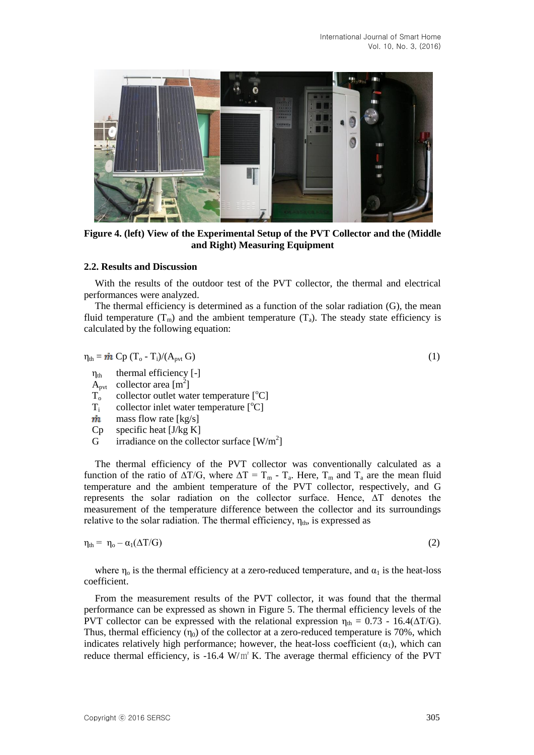**Figure 4. (left) View of the Experimental Setup of the PVT Collector and the (Middle and Right) Measuring Equipment**

### 2.2. Results and Discussion

With the results of the outdoor test of the PVT collector, the thermal and electrical performances were analyzed.

The thermal efficiency is determined as a function of the solar radiation (G), the mean fluid temperature ($T_m$) and the ambient temperature ($T_a$). The steady state efficiency is calculated by the following equation:

$$\eta_{th} = \dot{m}\, Cp\, (T_o - T_i)/(A_{pvt}\, G) \quad (1)$$

- $\eta_{th}$ thermal efficiency [-]
- $A_{pvt}$ collector area [$m^2$]
- $T_o$ collector outlet water temperature [$^oC$]
- $T_i$ collector inlet water temperature [$^oC$]
- $\dot{m}$ mass flow rate [kg/s]
- Cp specific heat [J/kg K]
- G irradiance on the collector surface [$W/m^2$]

The thermal efficiency of the PVT collector was conventionally calculated as a function of the ratio of $\Delta T/G$, where $\Delta T = T_m - T_a$. Here, $T_m$ and $T_a$ are the mean fluid temperature and the ambient temperature of the PVT collector, respectively, and G represents the solar radiation on the collector surface. Hence, $\Delta T$ denotes the measurement of the temperature difference between the collector and its surroundings relative to the solar radiation. The thermal efficiency, $\eta_{th}$, is expressed as

$$\eta_{th} = \eta_o - \alpha_1(\Delta T/G) \quad (2)$$

where $\eta_o$ is the thermal efficiency at a zero-reduced temperature, and $\alpha_1$ is the heat-loss coefficient.

From the measurement results of the PVT collector, it was found that the thermal performance can be expressed as shown in Figure 5. The thermal efficiency levels of the PVT collector can be expressed with the relational expression $\eta_{th} = 0.73 - 16.4(\Delta T/G)$. Thus, thermal efficiency ($\eta_0$) of the collector at a zero-reduced temperature is 70%, which indicates relatively high performance; however, the heat-loss coefficient ($\alpha_1$), which can reduce thermal efficiency, is -16.4 W/㎡ K. The average thermal efficiency of the PVT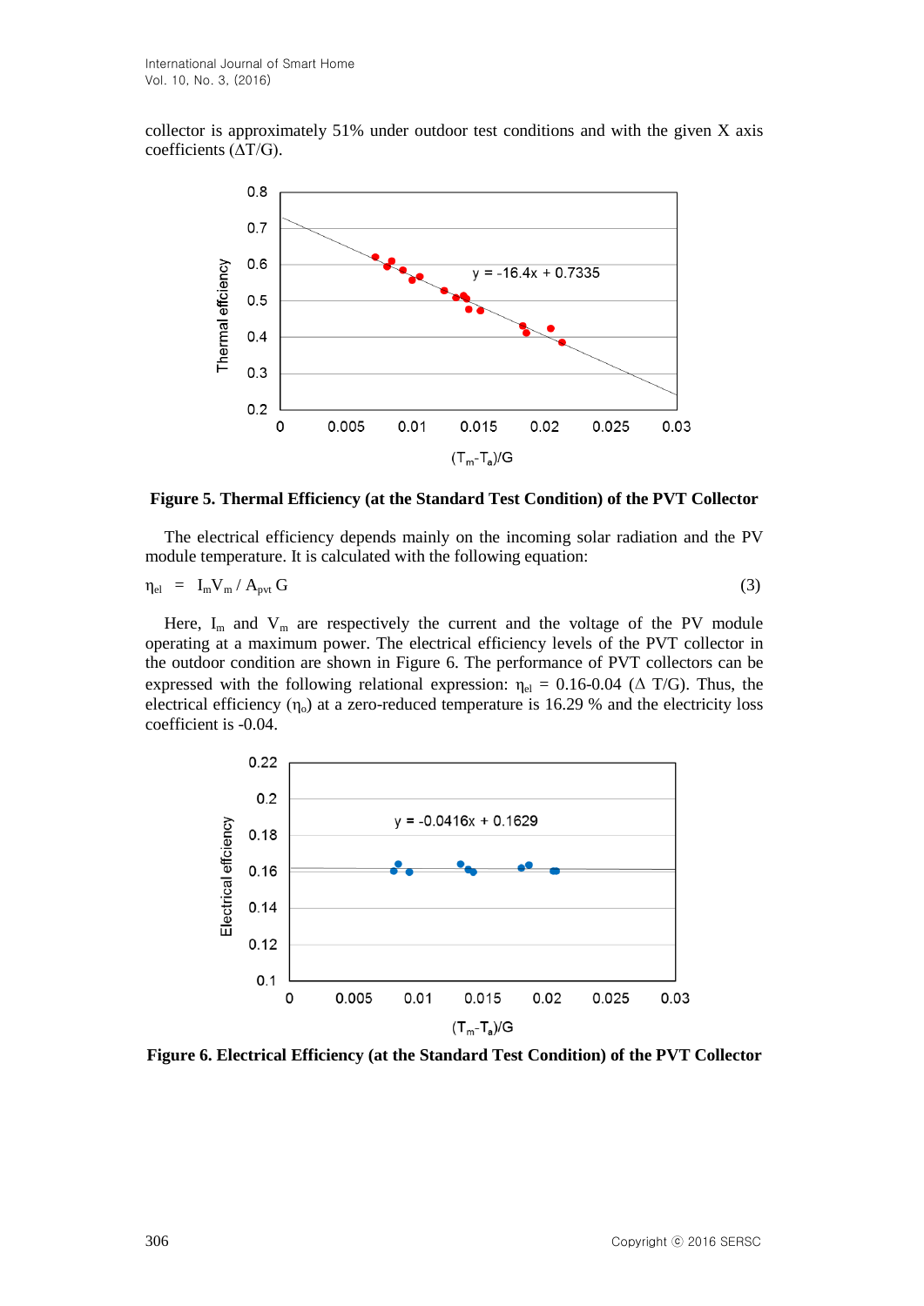collector is approximately 51% under outdoor test conditions and with the given X axis coefficients ($\Delta T/G$).

**Figure 5. Thermal Efficiency (at the Standard Test Condition) of the PVT Collector**

The electrical efficiency depends mainly on the incoming solar radiation and the PV module temperature. It is calculated with the following equation:

$$\eta_{el} = I_m V_m / A_{pvt} G \tag{3}$$

Here, $I_m$ and $V_m$ are respectively the current and the voltage of the PV module operating at a maximum power. The electrical efficiency levels of the PVT collector in the outdoor condition are shown in Figure 6. The performance of PVT collectors can be expressed with the following relational expression: $\eta_{el}$ = 0.16-0.04 ($\Delta$ T/G). Thus, the electrical efficiency ($\eta_o$) at a zero-reduced temperature is 16.29 % and the electricity loss coefficient is -0.04.

**Figure 6. Electrical Efficiency (at the Standard Test Condition) of the PVT Collector**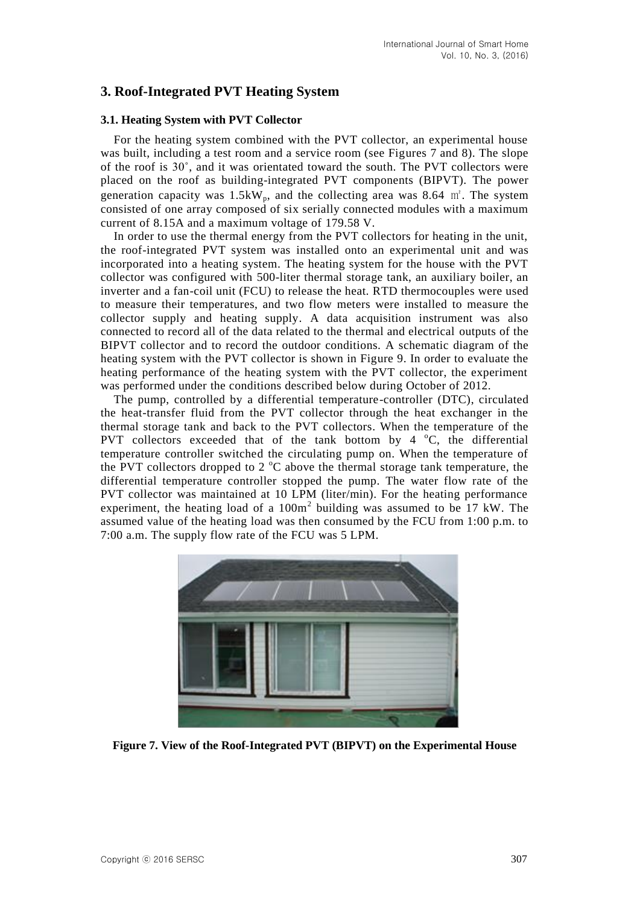## 3. Roof-Integrated PVT Heating System

### 3.1. Heating System with PVT Collector

For the heating system combined with the PVT collector, an experimental house was built, including a test room and a service room (see Figures 7 and 8). The slope of the roof is 30˚, and it was orientated toward the south. The PVT collectors were placed on the roof as building-integrated PVT components (BIPVT). The power generation capacity was $1.5kW_p$, and the collecting area was 8.64 ㎡. The system consisted of one array composed of six serially connected modules with a maximum current of 8.15A and a maximum voltage of 179.58 V.

In order to use the thermal energy from the PVT collectors for heating in the unit, the roof-integrated PVT system was installed onto an experimental unit and was incorporated into a heating system. The heating system for the house with the PVT collector was configured with 500-liter thermal storage tank, an auxiliary boiler, an inverter and a fan-coil unit (FCU) to release the heat. RTD thermocouples were used to measure their temperatures, and two flow meters were installed to measure the collector supply and heating supply. A data acquisition instrument was also connected to record all of the data related to the thermal and electrical outputs of the BIPVT collector and to record the outdoor conditions. A schematic diagram of the heating system with the PVT collector is shown in Figure 9. In order to evaluate the heating performance of the heating system with the PVT collector, the experiment was performed under the conditions described below during October of 2012.

The pump, controlled by a differential temperature-controller (DTC), circulated the heat-transfer fluid from the PVT collector through the heat exchanger in the thermal storage tank and back to the PVT collectors. When the temperature of the PVT collectors exceeded that of the tank bottom by 4 $^{o}C$, the differential temperature controller switched the circulating pump on. When the temperature of the PVT collectors dropped to 2 $^{o}C$ above the thermal storage tank temperature, the differential temperature controller stopped the pump. The water flow rate of the PVT collector was maintained at 10 LPM (liter/min). For the heating performance experiment, the heating load of a $100m^2$ building was assumed to be 17 kW. The assumed value of the heating load was then consumed by the FCU from 1:00 p.m. to 7:00 a.m. The supply flow rate of the FCU was 5 LPM.

**Figure 7. View of the Roof-Integrated PVT (BIPVT) on the Experimental House**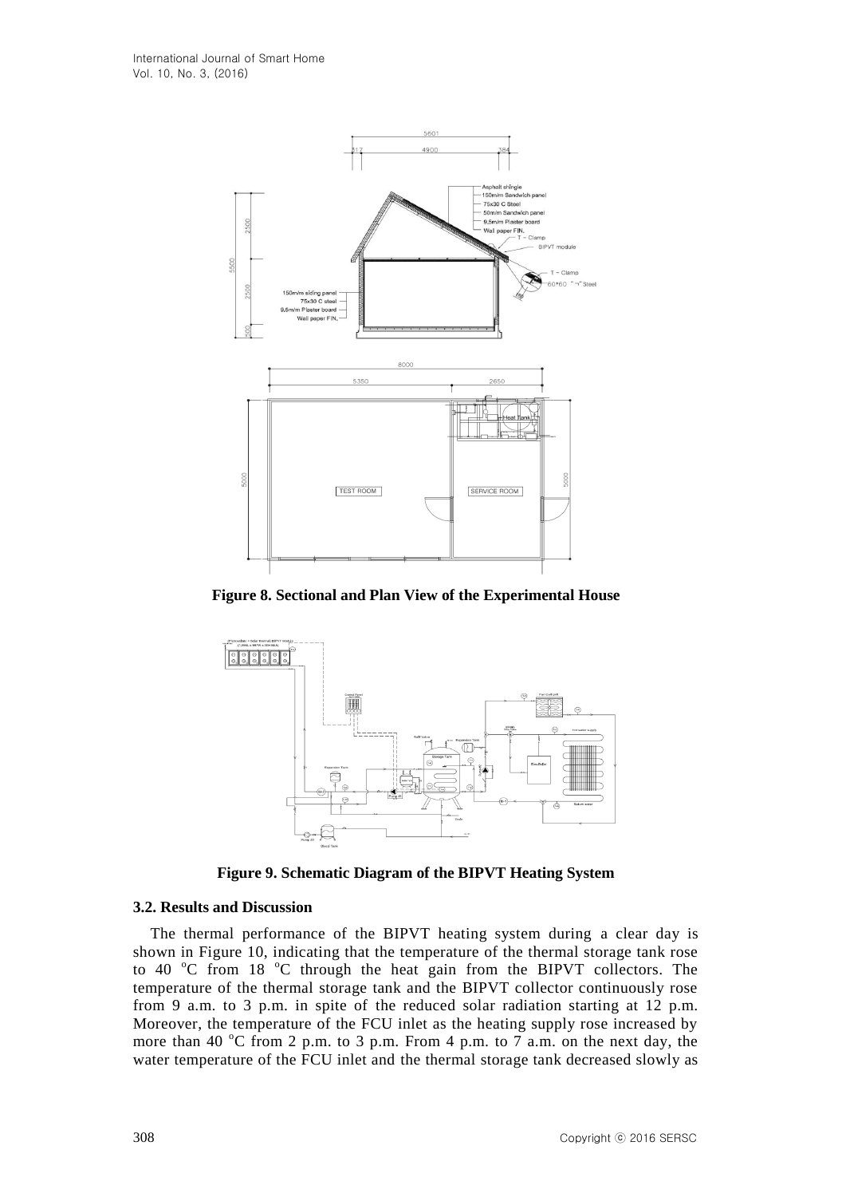**Figure 8. Sectional and Plan View of the Experimental House**

**Figure 9. Schematic Diagram of the BIPVT Heating System**

### 3.2. Results and Discussion

The thermal performance of the BIPVT heating system during a clear day is shown in Figure 10, indicating that the temperature of the thermal storage tank rose to 40 $^{o}$C from 18 $^{o}$C through the heat gain from the BIPVT collectors. The temperature of the thermal storage tank and the BIPVT collector continuously rose from 9 a.m. to 3 p.m. in spite of the reduced solar radiation starting at 12 p.m. Moreover, the temperature of the FCU inlet as the heating supply rose increased by more than 40 $^{o}$C from 2 p.m. to 3 p.m. From 4 p.m. to 7 a.m. on the next day, the water temperature of the FCU inlet and the thermal storage tank decreased slowly as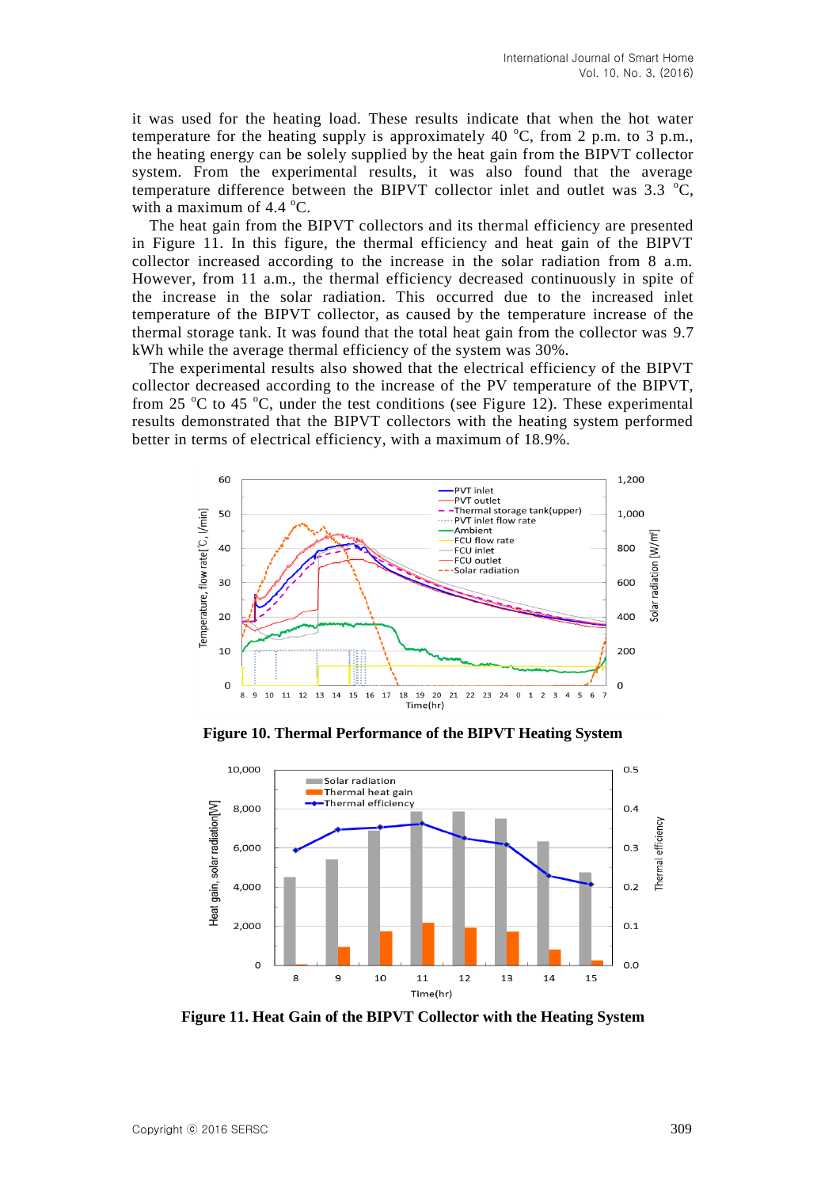it was used for the heating load. These results indicate that when the hot water temperature for the heating supply is approximately 40 °C, from 2 p.m. to 3 p.m., the heating energy can be solely supplied by the heat gain from the BIPVT collector system. From the experimental results, it was also found that the average temperature difference between the BIPVT collector inlet and outlet was 3.3 °C, with a maximum of 4.4 °C.

The heat gain from the BIPVT collectors and its thermal efficiency are presented in Figure 11. In this figure, the thermal efficiency and heat gain of the BIPVT collector increased according to the increase in the solar radiation from 8 a.m. However, from 11 a.m., the thermal efficiency decreased continuously in spite of the increase in the solar radiation. This occurred due to the increased inlet temperature of the BIPVT collector, as caused by the temperature increase of the thermal storage tank. It was found that the total heat gain from the collector was 9.7 kWh while the average thermal efficiency of the system was 30%.

The experimental results also showed that the electrical efficiency of the BIPVT collector decreased according to the increase of the PV temperature of the BIPVT, from 25 °C to 45 °C, under the test conditions (see Figure 12). These experimental results demonstrated that the BIPVT collectors with the heating system performed better in terms of electrical efficiency, with a maximum of 18.9%.

**Figure 10. Thermal Performance of the BIPVT Heating System**

**Figure 11. Heat Gain of the BIPVT Collector with the Heating System**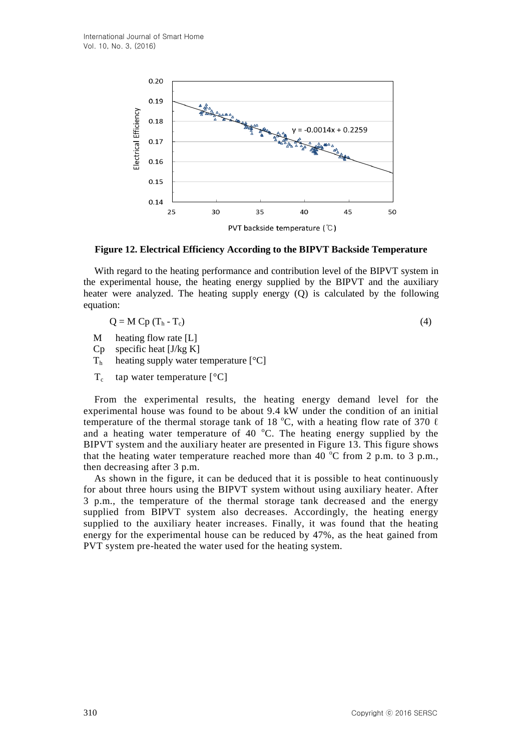**Figure 12. Electrical Efficiency According to the BIPVT Backside Temperature**

With regard to the heating performance and contribution level of the BIPVT system in the experimental house, the heating energy supplied by the BIPVT and the auxiliary heater were analyzed. The heating supply energy (Q) is calculated by the following equation:

$$Q = M\,Cp\,(T_h - T_c) \tag{4}$$

- M heating flow rate [L]
- Cp specific heat [J/kg K]
- $T_h$ heating supply water temperature [°C]
- $T_c$ tap water temperature [°C]

From the experimental results, the heating energy demand level for the experimental house was found to be about 9.4 kW under the condition of an initial temperature of the thermal storage tank of 18 °C, with a heating flow rate of 370 ℓ and a heating water temperature of 40 °C. The heating energy supplied by the BIPVT system and the auxiliary heater are presented in Figure 13. This figure shows that the heating water temperature reached more than 40 °C from 2 p.m. to 3 p.m., then decreasing after 3 p.m.

As shown in the figure, it can be deduced that it is possible to heat continuously for about three hours using the BIPVT system without using auxiliary heater. After 3 p.m., the temperature of the thermal storage tank decreased and the energy supplied from BIPVT system also decreases. Accordingly, the heating energy supplied to the auxiliary heater increases. Finally, it was found that the heating energy for the experimental house can be reduced by 47%, as the heat gained from PVT system pre-heated the water used for the heating system.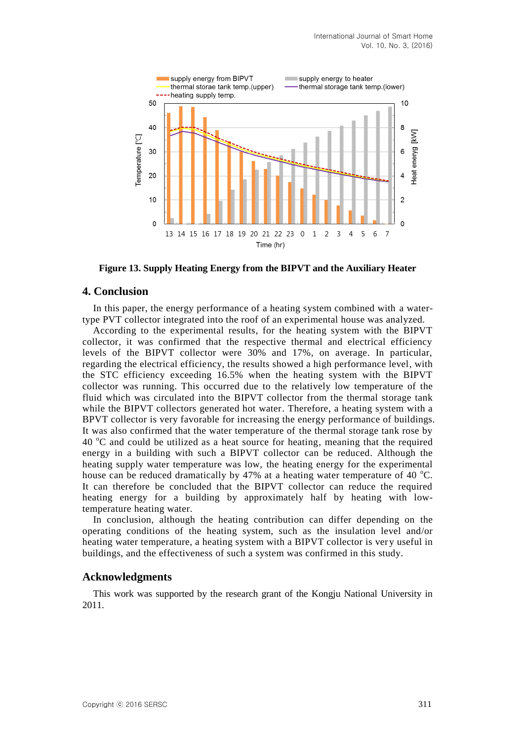**Figure 13. Supply Heating Energy from the BIPVT and the Auxiliary Heater**

## 4. Conclusion

In this paper, the energy performance of a heating system combined with a water-type PVT collector integrated into the roof of an experimental house was analyzed.

According to the experimental results, for the heating system with the BIPVT collector, it was confirmed that the respective thermal and electrical efficiency levels of the BIPVT collector were 30% and 17%, on average. In particular, regarding the electrical efficiency, the results showed a high performance level, with the STC efficiency exceeding 16.5% when the heating system with the BIPVT collector was running. This occurred due to the relatively low temperature of the fluid which was circulated into the BIPVT collector from the thermal storage tank while the BIPVT collectors generated hot water. Therefore, a heating system with a BPVT collector is very favorable for increasing the energy performance of buildings. It was also confirmed that the water temperature of the thermal storage tank rose by 40 °C and could be utilized as a heat source for heating, meaning that the required energy in a building with such a BIPVT collector can be reduced. Although the heating supply water temperature was low, the heating energy for the experimental house can be reduced dramatically by 47% at a heating water temperature of 40 °C. It can therefore be concluded that the BIPVT collector can reduce the required heating energy for a building by approximately half by heating with low-temperature heating water.

In conclusion, although the heating contribution can differ depending on the operating conditions of the heating system, such as the insulation level and/or heating water temperature, a heating system with a BIPVT collector is very useful in buildings, and the effectiveness of such a system was confirmed in this study.

## Acknowledgments

This work was supported by the research grant of the Kongju National University in 2011.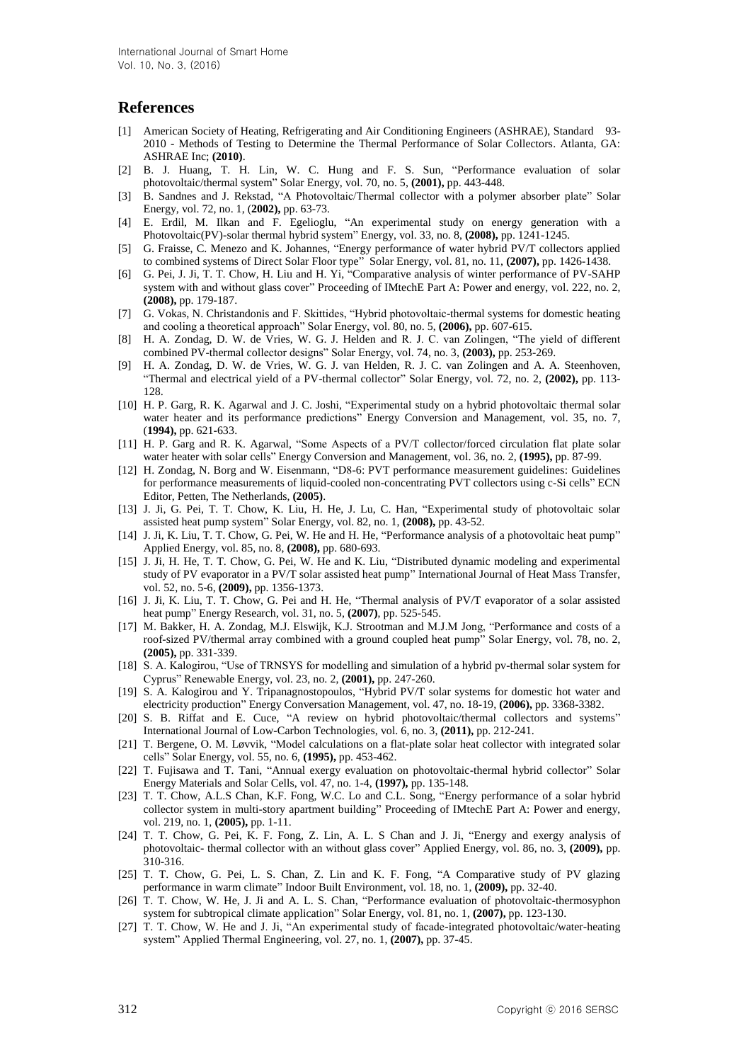## References

[1] American Society of Heating, Refrigerating and Air Conditioning Engineers (ASHRAE), Standard 93-2010 - Methods of Testing to Determine the Thermal Performance of Solar Collectors. Atlanta, GA: ASHRAE Inc; **(2010)**.

[2] B. J. Huang, T. H. Lin, W. C. Hung and F. S. Sun, "Performance evaluation of solar photovoltaic/thermal system" Solar Energy, vol. 70, no. 5, **(2001),** pp. 443-448.

[3] B. Sandnes and J. Rekstad, "A Photovoltaic/Thermal collector with a polymer absorber plate" Solar Energy, vol. 72, no. 1, (**2002),** pp. 63-73.

[4] E. Erdil, M. Ilkan and F. Egelioglu, "An experimental study on energy generation with a Photovoltaic(PV)-solar thermal hybrid system" Energy, vol. 33, no. 8, **(2008),** pp. 1241-1245.

[5] G. Fraisse, C. Menezo and K. Johannes, "Energy performance of water hybrid PV/T collectors applied to combined systems of Direct Solar Floor type" Solar Energy, vol. 81, no. 11, **(2007),** pp. 1426-1438.

[6] G. Pei, J. Ji, T. T. Chow, H. Liu and H. Yi, "Comparative analysis of winter performance of PV-SAHP system with and without glass cover" Proceeding of IMtechE Part A: Power and energy, vol. 222, no. 2, **(2008),** pp. 179-187.

[7] G. Vokas, N. Christandonis and F. Skittides, "Hybrid photovoltaic-thermal systems for domestic heating and cooling a theoretical approach" Solar Energy, vol. 80, no. 5, **(2006),** pp. 607-615.

[8] H. A. Zondag, D. W. de Vries, W. G. J. Helden and R. J. C. van Zolingen, "The yield of different combined PV-thermal collector designs" Solar Energy, vol. 74, no. 3, **(2003),** pp. 253-269.

[9] H. A. Zondag, D. W. de Vries, W. G. J. van Helden, R. J. C. van Zolingen and A. A. Steenhoven, "Thermal and electrical yield of a PV-thermal collector" Solar Energy, vol. 72, no. 2, **(2002),** pp. 113-128.

[10] H. P. Garg, R. K. Agarwal and J. C. Joshi, "Experimental study on a hybrid photovoltaic thermal solar water heater and its performance predictions" Energy Conversion and Management, vol. 35, no. 7, (**1994),** pp. 621-633.

[11] H. P. Garg and R. K. Agarwal, "Some Aspects of a PV/T collector/forced circulation flat plate solar water heater with solar cells" Energy Conversion and Management, vol. 36, no. 2, **(1995),** pp. 87-99.

[12] H. Zondag, N. Borg and W. Eisenmann, "D8-6: PVT performance measurement guidelines: Guidelines for performance measurements of liquid-cooled non-concentrating PVT collectors using c-Si cells" ECN Editor, Petten, The Netherlands, **(2005)**.

[13] J. Ji, G. Pei, T. T. Chow, K. Liu, H. He, J. Lu, C. Han, "Experimental study of photovoltaic solar assisted heat pump system" Solar Energy, vol. 82, no. 1, **(2008),** pp. 43-52.

[14] J. Ji, K. Liu, T. T. Chow, G. Pei, W. He and H. He, "Performance analysis of a photovoltaic heat pump" Applied Energy, vol. 85, no. 8, **(2008),** pp. 680-693.

[15] J. Ji, H. He, T. T. Chow, G. Pei, W. He and K. Liu, "Distributed dynamic modeling and experimental study of PV evaporator in a PV/T solar assisted heat pump" International Journal of Heat Mass Transfer, vol. 52, no. 5-6, **(2009),** pp. 1356-1373.

[16] J. Ji, K. Liu, T. T. Chow, G. Pei and H. He, "Thermal analysis of PV/T evaporator of a solar assisted heat pump" Energy Research, vol. 31, no. 5, **(2007)**, pp. 525-545.

[17] M. Bakker, H. A. Zondag, M.J. Elswijk, K.J. Strootman and M.J.M Jong, "Performance and costs of a roof-sized PV/thermal array combined with a ground coupled heat pump" Solar Energy, vol. 78, no. 2, **(2005),** pp. 331-339.

[18] S. A. Kalogirou, "Use of TRNSYS for modelling and simulation of a hybrid pv-thermal solar system for Cyprus" Renewable Energy, vol. 23, no. 2, **(2001),** pp. 247-260.

[19] S. A. Kalogirou and Y. Tripanagnostopoulos, "Hybrid PV/T solar systems for domestic hot water and electricity production" Energy Conversation Management, vol. 47, no. 18-19, **(2006),** pp. 3368-3382.

[20] S. B. Riffat and E. Cuce, "A review on hybrid photovoltaic/thermal collectors and systems" International Journal of Low-Carbon Technologies, vol. 6, no. 3, **(2011),** pp. 212-241.

[21] T. Bergene, O. M. Løvvik, "Model calculations on a flat-plate solar heat collector with integrated solar cells" Solar Energy, vol. 55, no. 6, **(1995),** pp. 453-462.

[22] T. Fujisawa and T. Tani, "Annual exergy evaluation on photovoltaic-thermal hybrid collector" Solar Energy Materials and Solar Cells, vol. 47, no. 1-4, **(1997),** pp. 135-148.

[23] T. T. Chow, A.L.S Chan, K.F. Fong, W.C. Lo and C.L. Song, "Energy performance of a solar hybrid collector system in multi-story apartment building" Proceeding of IMtechE Part A: Power and energy, vol. 219, no. 1, **(2005),** pp. 1-11.

[24] T. T. Chow, G. Pei, K. F. Fong, Z. Lin, A. L. S Chan and J. Ji, "Energy and exergy analysis of photovoltaic- thermal collector with an without glass cover" Applied Energy, vol. 86, no. 3, **(2009),** pp. 310-316.

[25] T. T. Chow, G. Pei, L. S. Chan, Z. Lin and K. F. Fong, "A Comparative study of PV glazing performance in warm climate" Indoor Built Environment, vol. 18, no. 1, **(2009),** pp. 32-40.

[26] T. T. Chow, W. He, J. Ji and A. L. S. Chan, "Performance evaluation of photovoltaic-thermosyphon system for subtropical climate application" Solar Energy, vol. 81, no. 1, **(2007),** pp. 123-130.

[27] T. T. Chow, W. He and J. Ji, "An experimental study of facade-integrated photovoltaic/water-heating system" Applied Thermal Engineering, vol. 27, no. 1, **(2007),** pp. 37-45.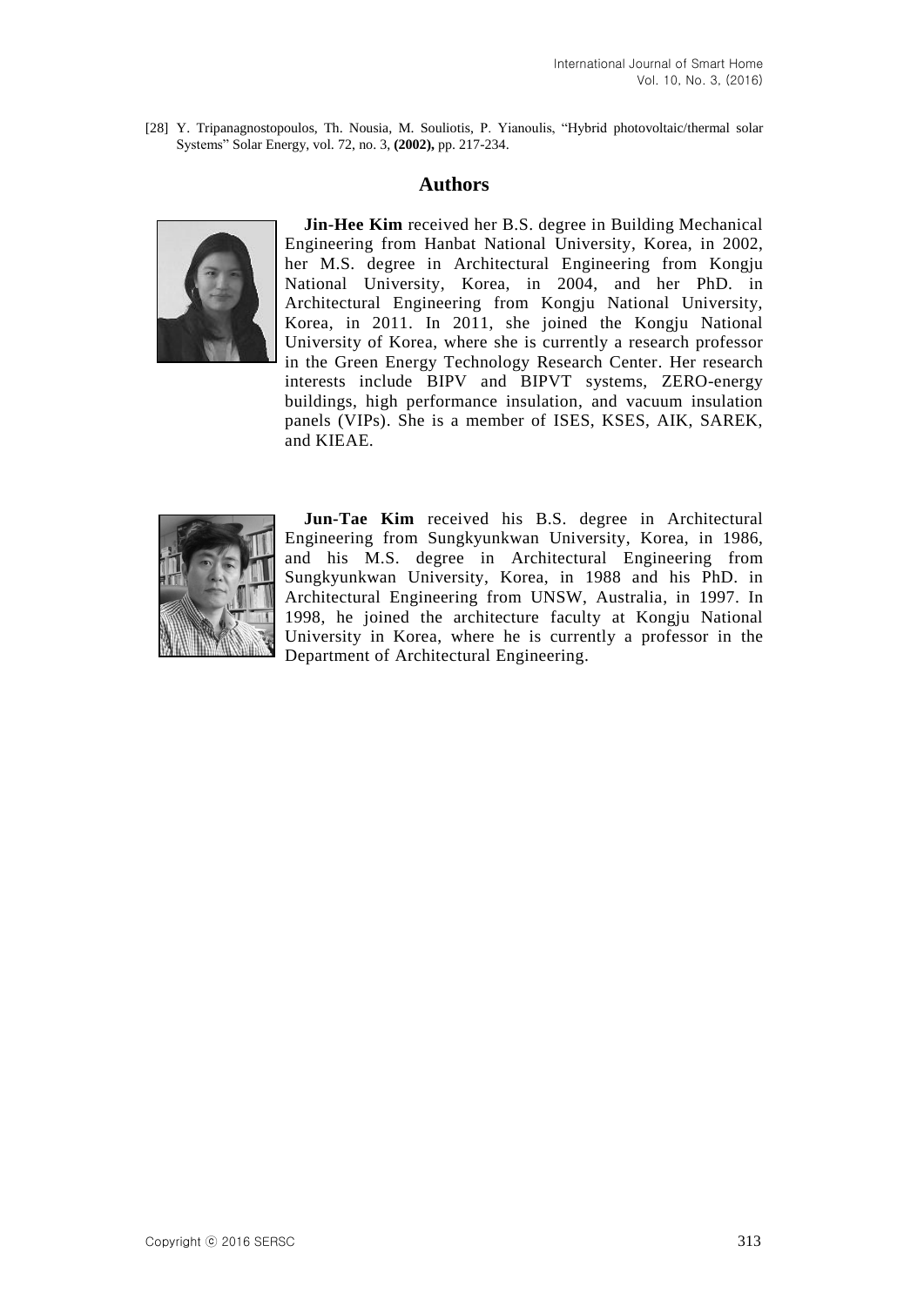[28] Y. Tripanagnostopoulos, Th. Nousia, M. Souliotis, P. Yianoulis, "Hybrid photovoltaic/thermal solar Systems" Solar Energy, vol. 72, no. 3, **(2002),** pp. 217-234.

## Authors

**Jin-Hee Kim** received her B.S. degree in Building Mechanical Engineering from Hanbat National University, Korea, in 2002, her M.S. degree in Architectural Engineering from Kongju National University, Korea, in 2004, and her PhD. in Architectural Engineering from Kongju National University, Korea, in 2011. In 2011, she joined the Kongju National University of Korea, where she is currently a research professor in the Green Energy Technology Research Center. Her research interests include BIPV and BIPVT systems, ZERO-energy buildings, high performance insulation, and vacuum insulation panels (VIPs). She is a member of ISES, KSES, AIK, SAREK, and KIEAE.

**Jun-Tae Kim** received his B.S. degree in Architectural Engineering from Sungkyunkwan University, Korea, in 1986, and his M.S. degree in Architectural Engineering from Sungkyunkwan University, Korea, in 1988 and his PhD. in Architectural Engineering from UNSW, Australia, in 1997. In 1998, he joined the architecture faculty at Kongju National University in Korea, where he is currently a professor in the Department of Architectural Engineering.